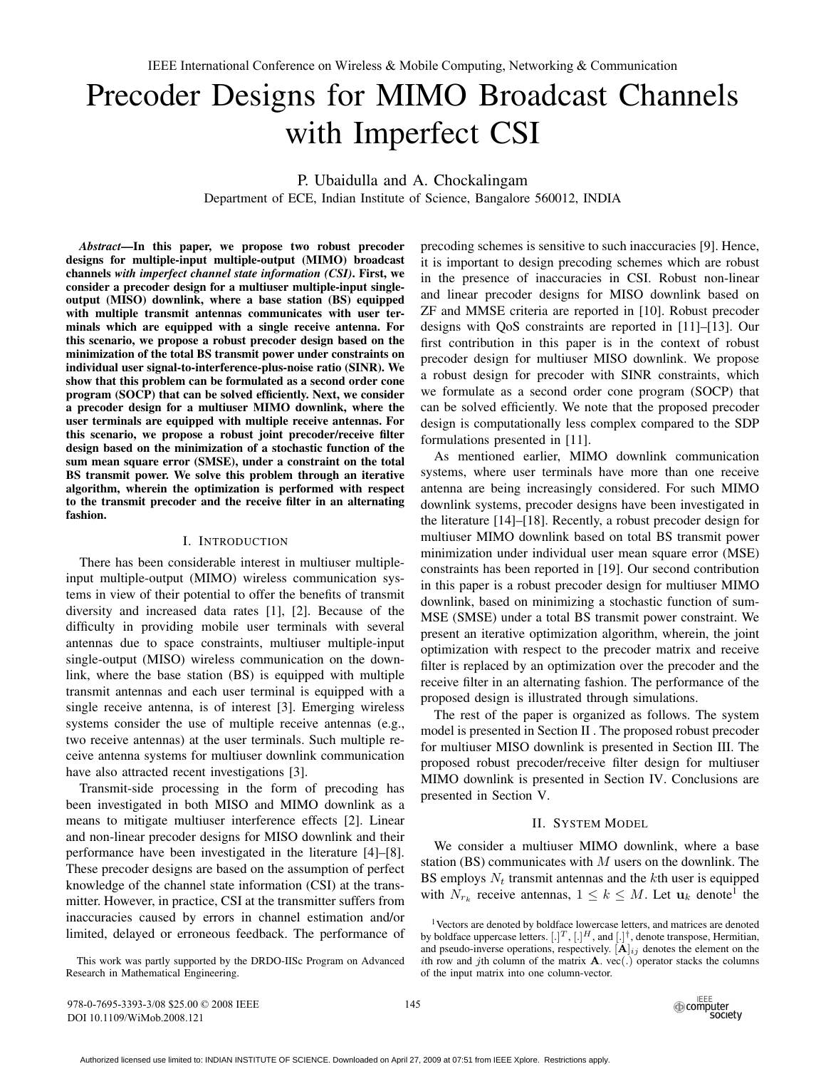IEEE International Conference on Wireless & Mobile Computing, Networking & Communication

# Precoder Designs for MIMO Broadcast Channels with Imperfect CSI

P. Ubaidulla and A. Chockalingam
Department of ECE, Indian Institute of Science, Bangalore 560012, INDIA

***Abstract*—In this paper, we propose two robust precoder designs for multiple-input multiple-output (MIMO) broadcast channels *with imperfect channel state information (CSI)*. First, we consider a precoder design for a multiuser multiple-input single-output (MISO) downlink, where a base station (BS) equipped with multiple transmit antennas communicates with user terminals which are equipped with a single receive antenna. For this scenario, we propose a robust precoder design based on the minimization of the total BS transmit power under constraints on individual user signal-to-interference-plus-noise ratio (SINR). We show that this problem can be formulated as a second order cone program (SOCP) that can be solved efficiently. Next, we consider a precoder design for a multiuser MIMO downlink, where the user terminals are equipped with multiple receive antennas. For this scenario, we propose a robust joint precoder/receive filter design based on the minimization of a stochastic function of the sum mean square error (SMSE), under a constraint on the total BS transmit power. We solve this problem through an iterative algorithm, wherein the optimization is performed with respect to the transmit precoder and the receive filter in an alternating fashion.**

## I. Introduction

There has been considerable interest in multiuser multiple-input multiple-output (MIMO) wireless communication systems in view of their potential to offer the benefits of transmit diversity and increased data rates [1], [2]. Because of the difficulty in providing mobile user terminals with several antennas due to space constraints, multiuser multiple-input single-output (MISO) wireless communication on the downlink, where the base station (BS) is equipped with multiple transmit antennas and each user terminal is equipped with a single receive antenna, is of interest [3]. Emerging wireless systems consider the use of multiple receive antennas (e.g., two receive antennas) at the user terminals. Such multiple receive antenna systems for multiuser downlink communication have also attracted recent investigations [3].

Transmit-side processing in the form of precoding has been investigated in both MISO and MIMO downlink as a means to mitigate multiuser interference effects [2]. Linear and non-linear precoder designs for MISO downlink and their performance have been investigated in the literature [4]–[8]. These precoder designs are based on the assumption of perfect knowledge of the channel state information (CSI) at the transmitter. However, in practice, CSI at the transmitter suffers from inaccuracies caused by errors in channel estimation and/or limited, delayed or erroneous feedback. The performance of precoding schemes is sensitive to such inaccuracies [9]. Hence, it is important to design precoding schemes which are robust in the presence of inaccuracies in CSI. Robust non-linear and linear precoder designs for MISO downlink based on ZF and MMSE criteria are reported in [10]. Robust precoder designs with QoS constraints are reported in [11]–[13]. Our first contribution in this paper is in the context of robust precoder design for multiuser MISO downlink. We propose a robust design for precoder with SINR constraints, which we formulate as a second order cone program (SOCP) that can be solved efficiently. We note that the proposed precoder design is computationally less complex compared to the SDP formulations presented in [11].

As mentioned earlier, MIMO downlink communication systems, where user terminals have more than one receive antenna are being increasingly considered. For such MIMO downlink systems, precoder designs have been investigated in the literature [14]–[18]. Recently, a robust precoder design for multiuser MIMO downlink based on total BS transmit power minimization under individual user mean square error (MSE) constraints has been reported in [19]. Our second contribution in this paper is a robust precoder design for multiuser MIMO downlink, based on minimizing a stochastic function of sum-MSE (SMSE) under a total BS transmit power constraint. We present an iterative optimization algorithm, wherein, the joint optimization with respect to the precoder matrix and receive filter is replaced by an optimization over the precoder and the receive filter in an alternating fashion. The performance of the proposed design is illustrated through simulations.

The rest of the paper is organized as follows. The system model is presented in Section II . The proposed robust precoder for multiuser MISO downlink is presented in Section III. The proposed robust precoder/receive filter design for multiuser MIMO downlink is presented in Section IV. Conclusions are presented in Section V.

## II. System Model

We consider a multiuser MIMO downlink, where a base station (BS) communicates with $M$ users on the downlink. The BS employs $N_t$ transmit antennas and the $k$th user is equipped with $N_{r_k}$ receive antennas, $1 \leq k \leq M$. Let $\mathbf{u}_k$ denote[1] the

[1] Vectors are denoted by boldface lowercase letters, and matrices are denoted by boldface uppercase letters. $[.]^T$, $[.]^H$, and $[.]^\dagger$, denote transpose, Hermitian, and pseudo-inverse operations, respectively. $[\mathbf{A}]_{ij}$ denotes the element on the $i$th row and $j$th column of the matrix $\mathbf{A}$. vec(.) operator stacks the columns of the input matrix into one column-vector.

This work was partly supported by the DRDO-IISc Program on Advanced Research in Mathematical Engineering.

978-0-7695-3393-3/08 $25.00 © 2008 IEEE
DOI 10.1109/WiMob.2008.121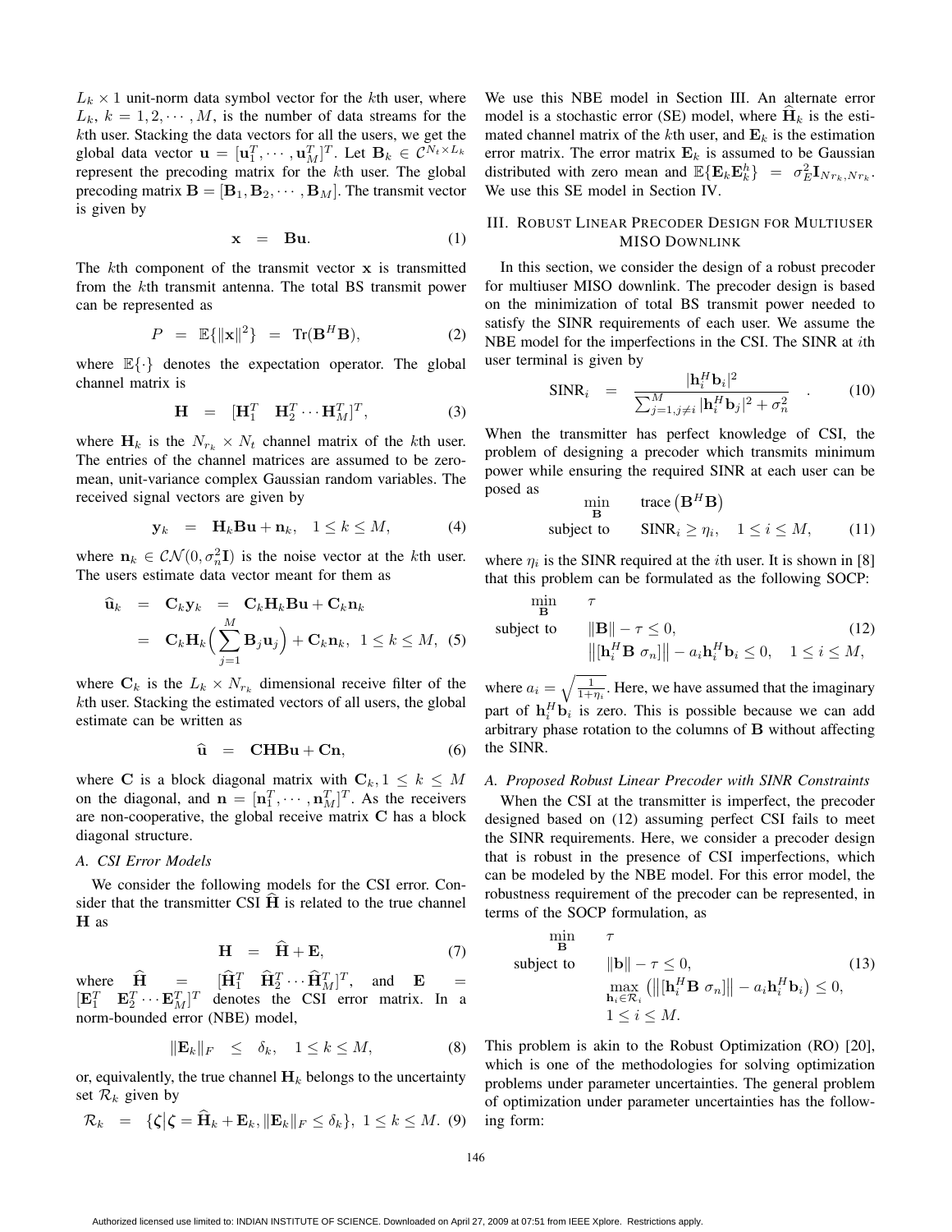$L_k \times 1$ unit-norm data symbol vector for the $k$th user, where $L_k$, $k = 1, 2, \cdots, M$, is the number of data streams for the $k$th user. Stacking the data vectors for all the users, we get the global data vector $\mathbf{u} = [\mathbf{u}_1^T, \cdots, \mathbf{u}_M^T]^T$. Let $\mathbf{B}_k \in \mathcal{C}^{N_t \times L_k}$ represent the precoding matrix for the $k$th user. The global precoding matrix $\mathbf{B} = [\mathbf{B}_1, \mathbf{B}_2, \cdots, \mathbf{B}_M]$. The transmit vector is given by

$$\mathbf{x} \;\; = \;\; \mathbf{B}\mathbf{u}. \tag{1}$$

The $k$th component of the transmit vector $\mathbf{x}$ is transmitted from the $k$th transmit antenna. The total BS transmit power can be represented as

$$P \;\; = \;\; \mathbb{E}\{\|\mathbf{x}\|^2\} \;\; = \;\; \text{Tr}(\mathbf{B}^H\mathbf{B}), \tag{2}$$

where $\mathbb{E}\{\cdot\}$ denotes the expectation operator. The global channel matrix is

$$\mathbf{H} \;\; = \;\; [\mathbf{H}_1^T \quad \mathbf{H}_2^T \cdots \mathbf{H}_M^T]^T, \tag{3}$$

where $\mathbf{H}_k$ is the $N_{r_k} \times N_t$ channel matrix of the $k$th user. The entries of the channel matrices are assumed to be zero-mean, unit-variance complex Gaussian random variables. The received signal vectors are given by

$$\mathbf{y}_k \;\; = \;\; \mathbf{H}_k\mathbf{B}\mathbf{u} + \mathbf{n}_k, \quad 1 \leq k \leq M, \tag{4}$$

where $\mathbf{n}_k \in \mathcal{CN}(0, \sigma_n^2\mathbf{I})$ is the noise vector at the $k$th user. The users estimate data vector meant for them as

$$\begin{aligned} \widehat{\mathbf{u}}_k \;\; &= \;\; \mathbf{C}_k\mathbf{y}_k \;\; = \;\; \mathbf{C}_k\mathbf{H}_k\mathbf{B}\mathbf{u} + \mathbf{C}_k\mathbf{n}_k \\ &= \;\; \mathbf{C}_k\mathbf{H}_k\Big(\sum_{j=1}^{M}\mathbf{B}_j\mathbf{u}_j\Big) + \mathbf{C}_k\mathbf{n}_k, \;\; 1 \leq k \leq M, \end{aligned} \tag{5}$$

where $\mathbf{C}_k$ is the $L_k \times N_{r_k}$ dimensional receive filter of the $k$th user. Stacking the estimated vectors of all users, the global estimate can be written as

$$\widehat{\mathbf{u}} \;\; = \;\; \mathbf{C}\mathbf{H}\mathbf{B}\mathbf{u} + \mathbf{C}\mathbf{n}, \tag{6}$$

where $\mathbf{C}$ is a block diagonal matrix with $\mathbf{C}_k, 1 \leq k \leq M$ on the diagonal, and $\mathbf{n} = [\mathbf{n}_1^T, \cdots, \mathbf{n}_M^T]^T$. As the receivers are non-cooperative, the global receive matrix $\mathbf{C}$ has a block diagonal structure.

### A. CSI Error Models

We consider the following models for the CSI error. Consider that the transmitter CSI $\widehat{\mathbf{H}}$ is related to the true channel $\mathbf{H}$ as

$$\mathbf{H} \;\; = \;\; \widehat{\mathbf{H}} + \mathbf{E}, \tag{7}$$

where $\widehat{\mathbf{H}} = [\widehat{\mathbf{H}}_1^T \quad \widehat{\mathbf{H}}_2^T \cdots \widehat{\mathbf{H}}_M^T]^T$, and $\mathbf{E} = [\mathbf{E}_1^T \quad \mathbf{E}_2^T \cdots \mathbf{E}_M^T]^T$ denotes the CSI error matrix. In a norm-bounded error (NBE) model,

$$\|\mathbf{E}_k\|_F \;\; \leq \;\; \delta_k, \quad 1 \leq k \leq M, \tag{8}$$

or, equivalently, the true channel $\mathbf{H}_k$ belongs to the uncertainty set $\mathcal{R}_k$ given by

$$\mathcal{R}_k \;\; = \;\; \{\boldsymbol{\zeta} \big| \boldsymbol{\zeta} = \widehat{\mathbf{H}}_k + \mathbf{E}_k, \|\mathbf{E}_k\|_F \leq \delta_k\}, \; 1 \leq k \leq M. \tag{9}$$

We use this NBE model in Section III. An alternate error model is a stochastic error (SE) model, where $\widehat{\mathbf{H}}_k$ is the estimated channel matrix of the $k$th user, and $\mathbf{E}_k$ is the estimation error matrix. The error matrix $\mathbf{E}_k$ is assumed to be Gaussian distributed with zero mean and $\mathbb{E}\{\mathbf{E}_k\mathbf{E}_k^h\} = \sigma_E^2\mathbf{I}_{Nr_k,Nr_k}$. We use this SE model in Section IV.

## III. Robust Linear Precoder Design for Multiuser MISO Downlink

In this section, we consider the design of a robust precoder for multiuser MISO downlink. The precoder design is based on the minimization of total BS transmit power needed to satisfy the SINR requirements of each user. We assume the NBE model for the imperfections in the CSI. The SINR at $i$th user terminal is given by

$$\text{SINR}_i \;\; = \;\; \frac{|\mathbf{h}_i^H\mathbf{b}_i|^2}{\sum_{j=1, j\neq i}^{M}|\mathbf{h}_i^H\mathbf{b}_j|^2 + \sigma_n^2} \quad . \tag{10}$$

When the transmitter has perfect knowledge of CSI, the problem of designing a precoder which transmits minimum power while ensuring the required SINR at each user can be posed as

$$\begin{aligned} &\min_{\mathbf{B}} \qquad \text{trace}\left(\mathbf{B}^H\mathbf{B}\right) \\ &\text{subject to} \qquad \text{SINR}_i \geq \eta_i, \quad 1 \leq i \leq M, \end{aligned} \tag{11}$$

where $\eta_i$ is the SINR required at the $i$th user. It is shown in [8] that this problem can be formulated as the following SOCP:

$$\begin{aligned} &\min_{\mathbf{B}} \qquad \tau \\ &\text{subject to} \qquad \|\mathbf{B}\| - \tau \leq 0, \\ &\qquad\qquad\qquad \big\|[\mathbf{h}_i^H\mathbf{B} \;\; \sigma_n]\big\| - a_i\mathbf{h}_i^H\mathbf{b}_i \leq 0, \quad 1 \leq i \leq M, \end{aligned} \tag{12}$$

where $a_i = \sqrt{\frac{1}{1+\eta_i}}$. Here, we have assumed that the imaginary part of $\mathbf{h}_i^H\mathbf{b}_i$ is zero. This is possible because we can add arbitrary phase rotation to the columns of $\mathbf{B}$ without affecting the SINR.

### A. Proposed Robust Linear Precoder with SINR Constraints

When the CSI at the transmitter is imperfect, the precoder designed based on (12) assuming perfect CSI fails to meet the SINR requirements. Here, we consider a precoder design that is robust in the presence of CSI imperfections, which can be modeled by the NBE model. For this error model, the robustness requirement of the precoder can be represented, in terms of the SOCP formulation, as

$$\begin{aligned} &\min_{\mathbf{B}} \qquad \tau \\ &\text{subject to} \qquad \|\mathbf{b}\| - \tau \leq 0, \\ &\qquad\qquad\qquad \max_{\mathbf{h}_i \in \mathcal{R}_i}\left(\big\|[\mathbf{h}_i^H\mathbf{B} \;\; \sigma_n]\big\| - a_i\mathbf{h}_i^H\mathbf{b}_i\right) \leq 0, \\ &\qquad\qquad\qquad 1 \leq i \leq M. \end{aligned} \tag{13}$$

This problem is akin to the Robust Optimization (RO) [20], which is one of the methodologies for solving optimization problems under parameter uncertainties. The general problem of optimization under parameter uncertainties has the following form: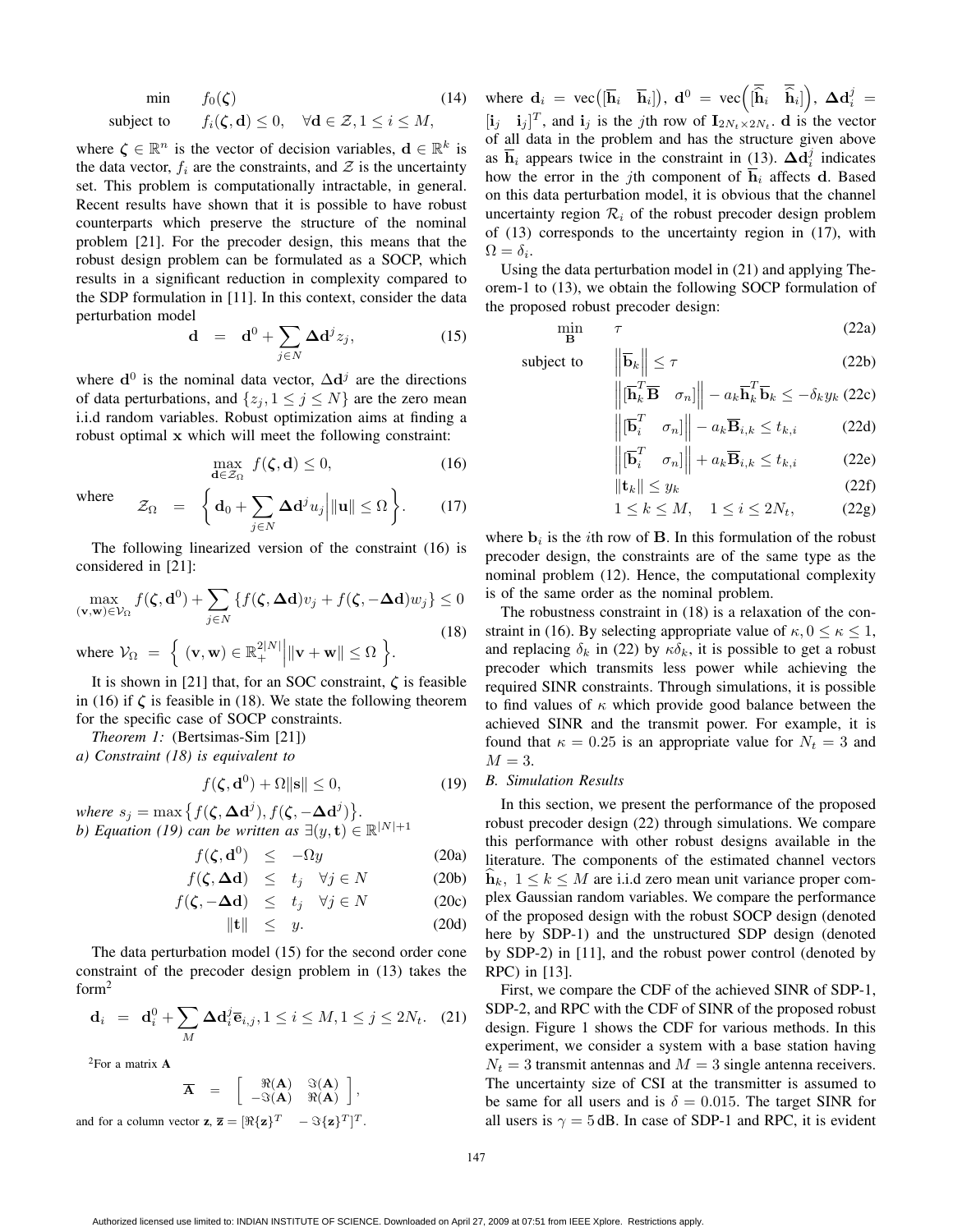$$
\begin{array}{ll}
\min & f_0(\boldsymbol{\zeta}) \\
\text{subject to} & f_i(\boldsymbol{\zeta}, \mathbf{d}) \leq 0, \quad \forall \mathbf{d} \in \mathcal{Z}, 1 \leq i \leq M,
\end{array} \tag{14}
$$

where $\boldsymbol{\zeta} \in \mathbb{R}^n$ is the vector of decision variables, $\mathbf{d} \in \mathbb{R}^k$ is the data vector, $f_i$ are the constraints, and $\mathcal{Z}$ is the uncertainty set. This problem is computationally intractable, in general. Recent results have shown that it is possible to have robust counterparts which preserve the structure of the nominal problem [21]. For the precoder design, this means that the robust design problem can be formulated as a SOCP, which results in a significant reduction in complexity compared to the SDP formulation in [11]. In this context, consider the data perturbation model

$$
\mathbf{d} \;=\; \mathbf{d}^0 + \sum_{j \in N} \boldsymbol{\Delta}\mathbf{d}^j z_j, \tag{15}
$$

where $\mathbf{d}^0$ is the nominal data vector, $\Delta\mathbf{d}^j$ are the directions of data perturbations, and $\{z_j, 1 \leq j \leq N\}$ are the zero mean i.i.d random variables. Robust optimization aims at finding a robust optimal $\mathbf{x}$ which will meet the following constraint:

$$
\max_{\mathbf{d} \in \mathcal{Z}_\Omega} f(\boldsymbol{\zeta}, \mathbf{d}) \leq 0, \tag{16}
$$

where

$$
\mathcal{Z}_\Omega \;=\; \left\{ \mathbf{d}_0 + \sum_{j \in N} \boldsymbol{\Delta}\mathbf{d}^j u_j \,\Big|\, \|\mathbf{u}\| \leq \Omega \right\}. \tag{17}
$$

The following linearized version of the constraint (16) is considered in [21]:

$$
\max_{(\mathbf{v},\mathbf{w}) \in \mathcal{V}_\Omega} f(\boldsymbol{\zeta}, \mathbf{d}^0) + \sum_{j \in N} \left\{ f(\boldsymbol{\zeta}, \boldsymbol{\Delta}\mathbf{d})v_j + f(\boldsymbol{\zeta}, -\boldsymbol{\Delta}\mathbf{d})w_j \right\} \leq 0 \tag{18}
$$

where $\mathcal{V}_\Omega \;=\; \left\{ (\mathbf{v}, \mathbf{w}) \in \mathbb{R}_+^{2|N|} \,\Big|\, \|\mathbf{v} + \mathbf{w}\| \leq \Omega \right\}$.

It is shown in [21] that, for an SOC constraint, $\boldsymbol{\zeta}$ is feasible in (16) if $\boldsymbol{\zeta}$ is feasible in (18). We state the following theorem for the specific case of SOCP constraints.

*Theorem 1:* (Bertsimas-Sim [21])
*a) Constraint (18) is equivalent to*

$$
f(\boldsymbol{\zeta}, \mathbf{d}^0) + \Omega\|\mathbf{s}\| \leq 0, \tag{19}
$$

*where* $s_j = \max\left\{ f(\boldsymbol{\zeta}, \boldsymbol{\Delta}\mathbf{d}^j), f(\boldsymbol{\zeta}, -\boldsymbol{\Delta}\mathbf{d}^j) \right\}$.
*b) Equation (19) can be written as* $\exists (y, \mathbf{t}) \in \mathbb{R}^{|N|+1}$

$$
\begin{aligned}
f(\boldsymbol{\zeta}, \mathbf{d}^0) \;&\leq\; -\Omega y && \text{(20a)} \\
f(\boldsymbol{\zeta}, \boldsymbol{\Delta}\mathbf{d}) \;&\leq\; t_j \quad \forall j \in N && \text{(20b)} \\
f(\boldsymbol{\zeta}, -\boldsymbol{\Delta}\mathbf{d}) \;&\leq\; t_j \quad \forall j \in N && \text{(20c)} \\
\|\mathbf{t}\| \;&\leq\; y. && \text{(20d)}
\end{aligned}
$$

The data perturbation model (15) for the second order cone constraint of the precoder design problem in (13) takes the form[2]

$$
\mathbf{d}_i \;=\; \mathbf{d}_i^0 + \sum_{M} \boldsymbol{\Delta}\mathbf{d}_i^j \overline{\mathbf{e}}_{i,j}, 1 \leq i \leq M, 1 \leq j \leq 2N_t. \tag{21}
$$

[2]For a matrix $\mathbf{A}$

$$
\overline{\mathbf{A}} \;=\; \begin{bmatrix} \Re(\mathbf{A}) & \Im(\mathbf{A}) \\ -\Im(\mathbf{A}) & \Re(\mathbf{A}) \end{bmatrix},
$$

and for a column vector $\mathbf{z}$, $\overline{\mathbf{z}} = [\Re\{\mathbf{z}\}^T \quad -\Im\{\mathbf{z}\}^T]^T$.

where $\mathbf{d}_i = \text{vec}\big([\overline{\mathbf{h}}_i \quad \overline{\mathbf{h}}_i]\big)$, $\mathbf{d}^0 = \text{vec}\Big([\overline{\widehat{\mathbf{h}}}_i \quad \overline{\widehat{\mathbf{h}}}_i]\Big)$, $\boldsymbol{\Delta}\mathbf{d}_i^j = [\mathbf{i}_j \quad \mathbf{i}_j]^T$, and $\mathbf{i}_j$ is the $j$th row of $\mathbf{I}_{2N_t \times 2N_t}$. $\mathbf{d}$ is the vector of all data in the problem and has the structure given above as $\overline{\mathbf{h}}_i$ appears twice in the constraint in (13). $\boldsymbol{\Delta}\mathbf{d}_i^j$ indicates how the error in the $j$th component of $\overline{\mathbf{h}}_i$ affects $\mathbf{d}$. Based on this data perturbation model, it is obvious that the channel uncertainty region $\mathcal{R}_i$ of the robust precoder design problem of (13) corresponds to the uncertainty region in (17), with $\Omega = \delta_i$.

Using the data perturbation model in (21) and applying Theorem-1 to (13), we obtain the following SOCP formulation of the proposed robust precoder design:

$$
\begin{aligned}
\min_{\mathbf{B}} \quad & \tau && \text{(22a)} \\
\text{subject to} \quad & \left\|\overline{\mathbf{b}}_k\right\| \leq \tau && \text{(22b)} \\
& \left\|[\overline{\mathbf{h}}_k^T \overline{\mathbf{B}} \quad \sigma_n]\right\| - a_k \overline{\mathbf{h}}_k^T \overline{\mathbf{b}}_k \leq -\delta_k y_k && \text{(22c)} \\
& \left\|[\overline{\mathbf{b}}_i^T \quad \sigma_n]\right\| - a_k \overline{\mathbf{B}}_{i,k} \leq t_{k,i} && \text{(22d)} \\
& \left\|[\overline{\mathbf{b}}_i^T \quad \sigma_n]\right\| + a_k \overline{\mathbf{B}}_{i,k} \leq t_{k,i} && \text{(22e)} \\
& \|\mathbf{t}_k\| \leq y_k && \text{(22f)} \\
& 1 \leq k \leq M, \quad 1 \leq i \leq 2N_t, && \text{(22g)}
\end{aligned}
$$

where $\mathbf{b}_i$ is the $i$th row of $\mathbf{B}$. In this formulation of the robust precoder design, the constraints are of the same type as the nominal problem (12). Hence, the computational complexity is of the same order as the nominal problem.

The robustness constraint in (18) is a relaxation of the constraint in (16). By selecting appropriate value of $\kappa, 0 \leq \kappa \leq 1$, and replacing $\delta_k$ in (22) by $\kappa\delta_k$, it is possible to get a robust precoder which transmits less power while achieving the required SINR constraints. Through simulations, it is possible to find values of $\kappa$ which provide good balance between the achieved SINR and the transmit power. For example, it is found that $\kappa = 0.25$ is an appropriate value for $N_t = 3$ and $M = 3$.

### B. Simulation Results

In this section, we present the performance of the proposed robust precoder design (22) through simulations. We compare this performance with other robust designs available in the literature. The components of the estimated channel vectors $\widehat{\mathbf{h}}_k$, $1 \leq k \leq M$ are i.i.d zero mean unit variance proper complex Gaussian random variables. We compare the performance of the proposed design with the robust SOCP design (denoted here by SDP-1) and the unstructured SDP design (denoted by SDP-2) in [11], and the robust power control (denoted by RPC) in [13].

First, we compare the CDF of the achieved SINR of SDP-1, SDP-2, and RPC with the CDF of SINR of the proposed robust design. Figure 1 shows the CDF for various methods. In this experiment, we consider a system with a base station having $N_t = 3$ transmit antennas and $M = 3$ single antenna receivers. The uncertainty size of CSI at the transmitter is assumed to be same for all users and is $\delta = 0.015$. The target SINR for all users is $\gamma = 5\,\text{dB}$. In case of SDP-1 and RPC, it is evident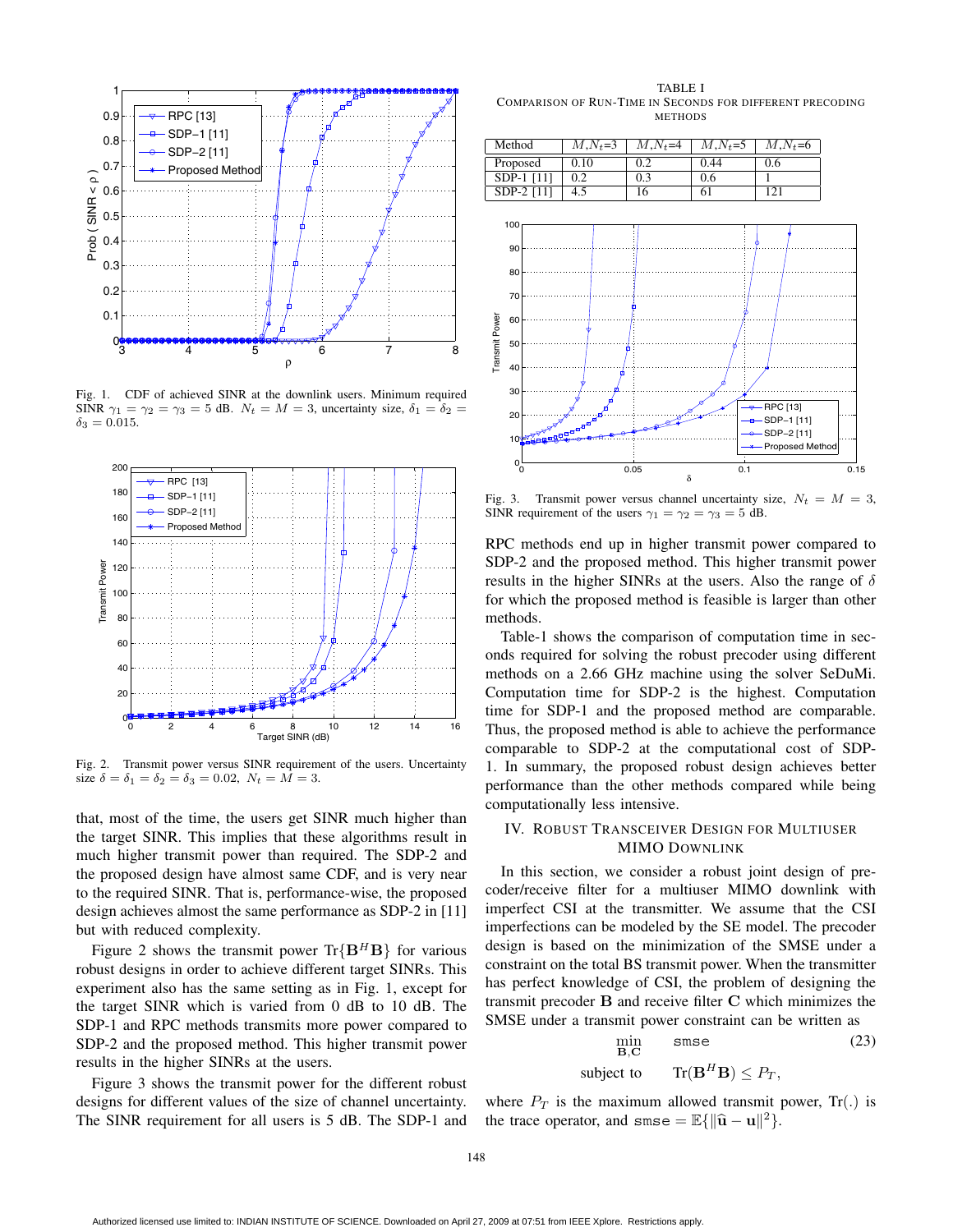Fig. 1. CDF of achieved SINR at the downlink users. Minimum required SINR $\gamma_1 = \gamma_2 = \gamma_3 = 5$ dB. $N_t = M = 3$, uncertainty size, $\delta_1 = \delta_2 = \delta_3 = 0.015$.

Fig. 2. Transmit power versus SINR requirement of the users. Uncertainty size $\delta = \delta_1 = \delta_2 = \delta_3 = 0.02$, $N_t = M = 3$.

that, most of the time, the users get SINR much higher than the target SINR. This implies that these algorithms result in much higher transmit power than required. The SDP-2 and the proposed design have almost same CDF, and is very near to the required SINR. That is, performance-wise, the proposed design achieves almost the same performance as SDP-2 in [11] but with reduced complexity.

Figure 2 shows the transmit power $\text{Tr}\{\mathbf{B}^H\mathbf{B}\}$ for various robust designs in order to achieve different target SINRs. This experiment also has the same setting as in Fig. 1, except for the target SINR which is varied from 0 dB to 10 dB. The SDP-1 and RPC methods transmits more power compared to SDP-2 and the proposed method. This higher transmit power results in the higher SINRs at the users.

Figure 3 shows the transmit power for the different robust designs for different values of the size of channel uncertainty. The SINR requirement for all users is 5 dB. The SDP-1 and

TABLE I
COMPARISON OF RUN-TIME IN SECONDS FOR DIFFERENT PRECODING METHODS

| Method | $M$,$N_t$=3 | $M$,$N_t$=4 | $M$,$N_t$=5 | $M$,$N_t$=6 |
|---|---|---|---|---|
| Proposed | 0.10 | 0.2 | 0.44 | 0.6 |
| SDP-1 [11] | 0.2 | 0.3 | 0.6 | 1 |
| SDP-2 [11] | 4.5 | 16 | 61 | 121 |

Fig. 3. Transmit power versus channel uncertainty size, $N_t = M = 3$, SINR requirement of the users $\gamma_1 = \gamma_2 = \gamma_3 = 5$ dB.

RPC methods end up in higher transmit power compared to SDP-2 and the proposed method. This higher transmit power results in the higher SINRs at the users. Also the range of $\delta$ for which the proposed method is feasible is larger than other methods.

Table-1 shows the comparison of computation time in seconds required for solving the robust precoder using different methods on a 2.66 GHz machine using the solver SeDuMi. Computation time for SDP-2 is the highest. Computation time for SDP-1 and the proposed method are comparable. Thus, the proposed method is able to achieve the performance comparable to SDP-2 at the computational cost of SDP-1. In summary, the proposed robust design achieves better performance than the other methods compared while being computationally less intensive.

## IV. Robust Transceiver Design for Multiuser MIMO Downlink

In this section, we consider a robust joint design of precoder/receive filter for a multiuser MIMO downlink with imperfect CSI at the transmitter. We assume that the CSI imperfections can be modeled by the SE model. The precoder design is based on the minimization of the SMSE under a constraint on the total BS transmit power. When the transmitter has perfect knowledge of CSI, the problem of designing the transmit precoder $\mathbf{B}$ and receive filter $\mathbf{C}$ which minimizes the SMSE under a transmit power constraint can be written as

$$\min_{\mathbf{B},\mathbf{C}} \quad \texttt{smse} \qquad\qquad (23)$$
$$\text{subject to} \quad \text{Tr}(\mathbf{B}^H\mathbf{B}) \leq P_T,$$

where $P_T$ is the maximum allowed transmit power, Tr(.) is the trace operator, and $\texttt{smse} = \mathbb{E}\{\|\hat{\mathbf{u}} - \mathbf{u}\|^2\}$.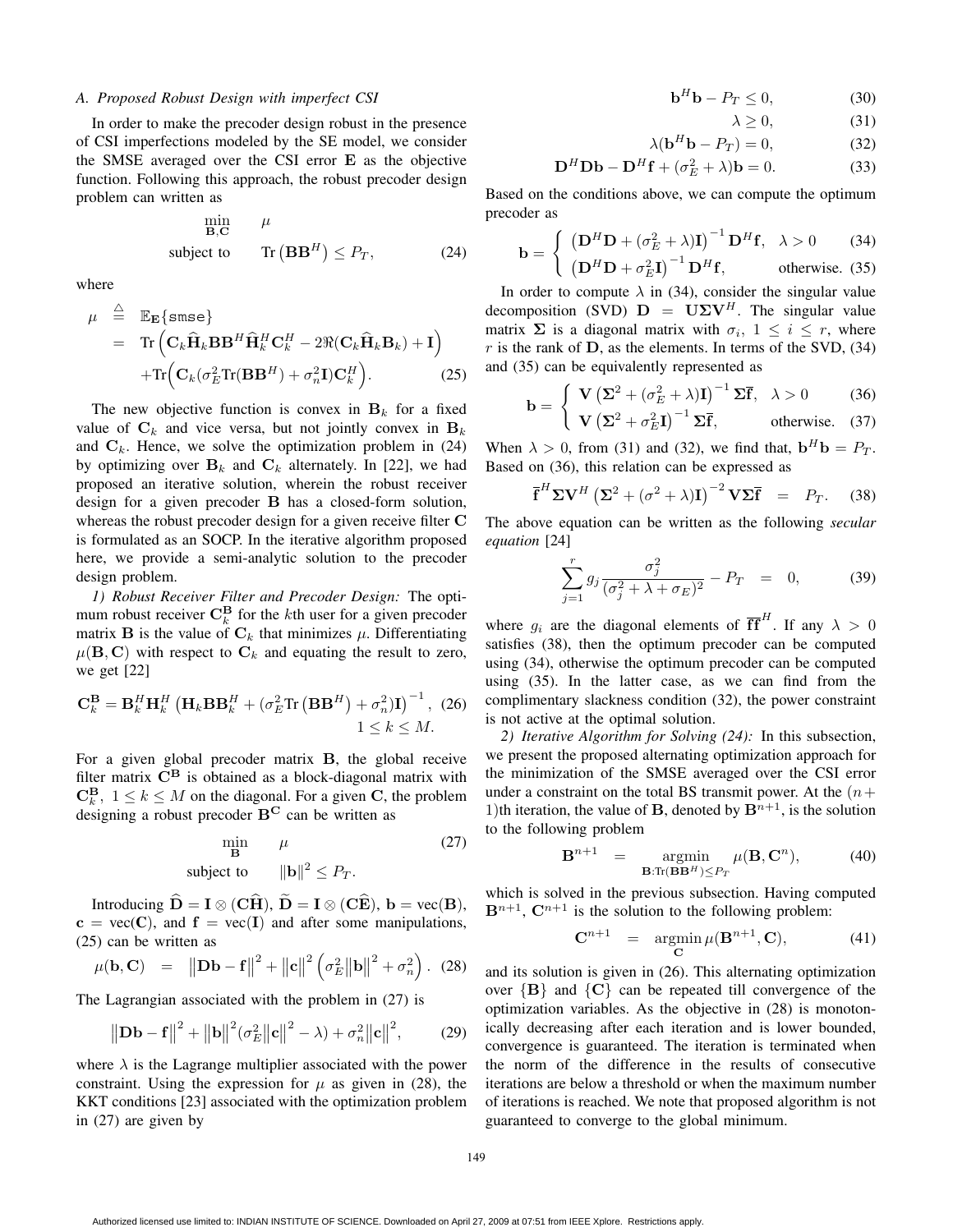### A. Proposed Robust Design with imperfect CSI

In order to make the precoder design robust in the presence of CSI imperfections modeled by the SE model, we consider the SMSE averaged over the CSI error $\mathbf{E}$ as the objective function. Following this approach, the robust precoder design problem can written as

$$\begin{aligned} \min_{\mathbf{B},\mathbf{C}} \quad & \mu \\ \text{subject to} \quad & \mathrm{Tr}\left(\mathbf{B}\mathbf{B}^H\right) \leq P_T, \end{aligned} \tag{24}$$

where

$$\begin{aligned} \mu &\stackrel{\triangle}{=} \mathbb{E}_{\mathbf{E}}\{\texttt{smse}\} \\ &= \mathrm{Tr}\left(\mathbf{C}_k\widehat{\mathbf{H}}_k\mathbf{B}\mathbf{B}^H\widehat{\mathbf{H}}_k^H\mathbf{C}_k^H - 2\Re(\mathbf{C}_k\widehat{\mathbf{H}}_k\mathbf{B}_k) + \mathbf{I}\right) \\ &\quad + \mathrm{Tr}\Big(\mathbf{C}_k(\sigma_E^2\mathrm{Tr}(\mathbf{B}\mathbf{B}^H) + \sigma_n^2\mathbf{I})\mathbf{C}_k^H\Big). \end{aligned} \tag{25}$$

The new objective function is convex in $\mathbf{B}_k$ for a fixed value of $\mathbf{C}_k$ and vice versa, but not jointly convex in $\mathbf{B}_k$ and $\mathbf{C}_k$. Hence, we solve the optimization problem in (24) by optimizing over $\mathbf{B}_k$ and $\mathbf{C}_k$ alternately. In [22], we had proposed an iterative solution, wherein the robust receiver design for a given precoder $\mathbf{B}$ has a closed-form solution, whereas the robust precoder design for a given receive filter $\mathbf{C}$ is formulated as an SOCP. In the iterative algorithm proposed here, we provide a semi-analytic solution to the precoder design problem.

*1) Robust Receiver Filter and Precoder Design:* The optimum robust receiver $\mathbf{C}_k^{\mathbf{B}}$ for the $k$th user for a given precoder matrix $\mathbf{B}$ is the value of $\mathbf{C}_k$ that minimizes $\mu$. Differentiating $\mu(\mathbf{B},\mathbf{C})$ with respect to $\mathbf{C}_k$ and equating the result to zero, we get [22]

$$\mathbf{C}_k^{\mathbf{B}} = \mathbf{B}_k^H\mathbf{H}_k^H\left(\mathbf{H}_k\mathbf{B}\mathbf{B}_k^H + (\sigma_E^2\mathrm{Tr}\left(\mathbf{B}\mathbf{B}^H\right) + \sigma_n^2)\mathbf{I}\right)^{-1}, \quad 1 \leq k \leq M. \tag{26}$$

For a given global precoder matrix $\mathbf{B}$, the global receive filter matrix $\mathbf{C}^{\mathbf{B}}$ is obtained as a block-diagonal matrix with $\mathbf{C}_k^{\mathbf{B}},\ 1 \leq k \leq M$ on the diagonal. For a given $\mathbf{C}$, the problem designing a robust precoder $\mathbf{B}^{\mathbf{C}}$ can be written as

$$\begin{aligned} \min_{\mathbf{B}} \quad & \mu \\ \text{subject to} \quad & \|\mathbf{b}\|^2 \leq P_T. \end{aligned} \tag{27}$$

Introducing $\widehat{\mathbf{D}} = \mathbf{I} \otimes (\mathbf{C}\widehat{\mathbf{H}})$, $\widetilde{\mathbf{D}} = \mathbf{I} \otimes (\mathbf{C}\widehat{\mathbf{E}})$, $\mathbf{b} = \mathrm{vec}(\mathbf{B})$, $\mathbf{c} = \mathrm{vec}(\mathbf{C})$, and $\mathbf{f} = \mathrm{vec}(\mathbf{I})$ and after some manipulations, (25) can be written as

$$\mu(\mathbf{b},\mathbf{C}) = \left\|\mathbf{D}\mathbf{b} - \mathbf{f}\right\|^2 + \left\|\mathbf{c}\right\|^2\left(\sigma_E^2\left\|\mathbf{b}\right\|^2 + \sigma_n^2\right). \tag{28}$$

The Lagrangian associated with the problem in (27) is

$$\left\|\mathbf{D}\mathbf{b} - \mathbf{f}\right\|^2 + \left\|\mathbf{b}\right\|^2(\sigma_E^2\left\|\mathbf{c}\right\|^2 - \lambda) + \sigma_n^2\left\|\mathbf{c}\right\|^2, \tag{29}$$

where $\lambda$ is the Lagrange multiplier associated with the power constraint. Using the expression for $\mu$ as given in (28), the KKT conditions [23] associated with the optimization problem in (27) are given by

$$\mathbf{b}^H\mathbf{b} - P_T \leq 0, \tag{30}$$

$$\lambda \geq 0, \tag{31}$$

$$\lambda(\mathbf{b}^H\mathbf{b} - P_T) = 0, \tag{32}$$

$$\mathbf{D}^H\mathbf{D}\mathbf{b} - \mathbf{D}^H\mathbf{f} + (\sigma_E^2 + \lambda)\mathbf{b} = 0. \tag{33}$$

Based on the conditions above, we can compute the optimum precoder as

$$\mathbf{b} = \begin{cases} \left(\mathbf{D}^H\mathbf{D} + (\sigma_E^2 + \lambda)\mathbf{I}\right)^{-1}\mathbf{D}^H\mathbf{f}, & \lambda > 0 \quad (34) \\ \left(\mathbf{D}^H\mathbf{D} + \sigma_E^2\mathbf{I}\right)^{-1}\mathbf{D}^H\mathbf{f}, & \text{otherwise.} \quad (35) \end{cases}$$

In order to compute $\lambda$ in (34), consider the singular value decomposition (SVD) $\mathbf{D} = \mathbf{U}\boldsymbol{\Sigma}\mathbf{V}^H$. The singular value matrix $\boldsymbol{\Sigma}$ is a diagonal matrix with $\sigma_i,\ 1 \leq i \leq r$, where $r$ is the rank of $\mathbf{D}$, as the elements. In terms of the SVD, (34) and (35) can be equivalently represented as

$$\mathbf{b} = \begin{cases} \mathbf{V}\left(\boldsymbol{\Sigma}^2 + (\sigma_E^2 + \lambda)\mathbf{I}\right)^{-1}\boldsymbol{\Sigma}\overline{\mathbf{f}}, & \lambda > 0 \quad (36) \\ \mathbf{V}\left(\boldsymbol{\Sigma}^2 + \sigma_E^2\mathbf{I}\right)^{-1}\boldsymbol{\Sigma}\overline{\mathbf{f}}, & \text{otherwise.} \quad (37) \end{cases}$$

When $\lambda > 0$, from (31) and (32), we find that, $\mathbf{b}^H\mathbf{b} = P_T$. Based on (36), this relation can be expressed as

$$\overline{\mathbf{f}}^H\boldsymbol{\Sigma}\mathbf{V}^H\left(\boldsymbol{\Sigma}^2 + (\sigma^2 + \lambda)\mathbf{I}\right)^{-2}\mathbf{V}\boldsymbol{\Sigma}\overline{\mathbf{f}} = P_T. \tag{38}$$

The above equation can be written as the following *secular equation* [24]

$$\sum_{j=1}^{r} g_j \frac{\sigma_j^2}{(\sigma_j^2 + \lambda + \sigma_E)^2} - P_T = 0, \tag{39}$$

where $g_i$ are the diagonal elements of $\overline{\mathbf{f}}\overline{\mathbf{f}}^H$. If any $\lambda > 0$ satisfies (38), then the optimum precoder can be computed using (34), otherwise the optimum precoder can be computed using (35). In the latter case, as we can find from the complimentary slackness condition (32), the power constraint is not active at the optimal solution.

*2) Iterative Algorithm for Solving (24):* In this subsection, we present the proposed alternating optimization approach for the minimization of the SMSE averaged over the CSI error under a constraint on the total BS transmit power. At the $(n+1)$th iteration, the value of $\mathbf{B}$, denoted by $\mathbf{B}^{n+1}$, is the solution to the following problem

$$\mathbf{B}^{n+1} = \underset{\mathbf{B}:\mathrm{Tr}(\mathbf{B}\mathbf{B}^H)\leq P_T}{\mathrm{argmin}} \ \mu(\mathbf{B},\mathbf{C}^n), \tag{40}$$

which is solved in the previous subsection. Having computed $\mathbf{B}^{n+1}$, $\mathbf{C}^{n+1}$ is the solution to the following problem:

$$\mathbf{C}^{n+1} = \underset{\mathbf{C}}{\mathrm{argmin}}\ \mu(\mathbf{B}^{n+1},\mathbf{C}), \tag{41}$$

and its solution is given in (26). This alternating optimization over $\{\mathbf{B}\}$ and $\{\mathbf{C}\}$ can be repeated till convergence of the optimization variables. As the objective in (28) is monotonically decreasing after each iteration and is lower bounded, convergence is guaranteed. The iteration is terminated when the norm of the difference in the results of consecutive iterations are below a threshold or when the maximum number of iterations is reached. We note that proposed algorithm is not guaranteed to converge to the global minimum.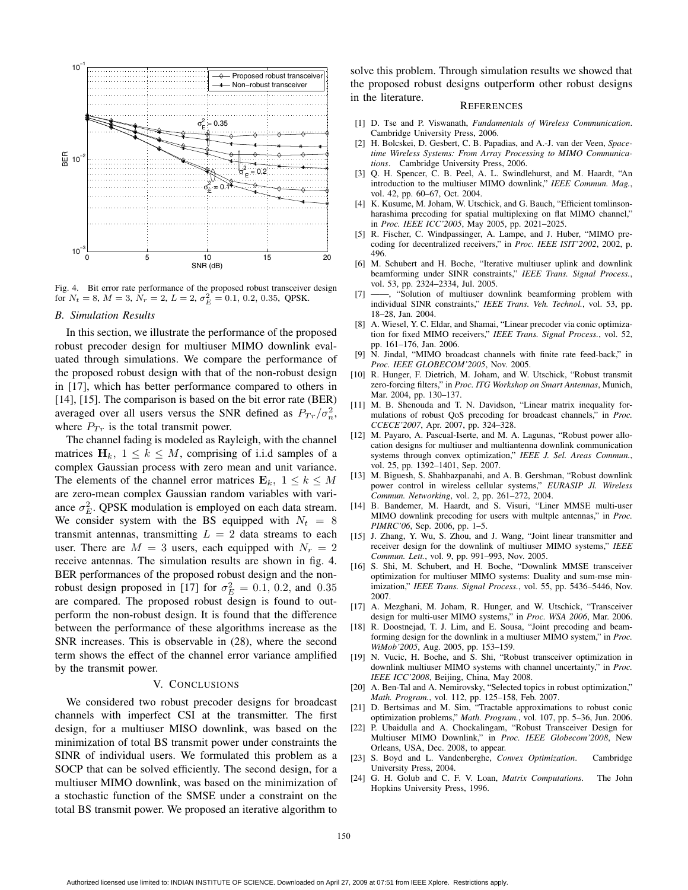10^{-1}

Proposed robust transceiver

Non−robust transceiver

$\sigma_E^2 = 0.35$

BER 10^{-2}

$\sigma_E^2 = 0.2$

$\sigma_E^2 = 0.1$

10^{-3}

0 5 10 15 20

SNR (dB)

Fig. 4. Bit error rate performance of the proposed robust transceiver design for $N_t = 8$, $M = 3$, $N_r = 2$, $L = 2$, $\sigma_E^2 = 0.1,\ 0.2,\ 0.35$, QPSK.

### *B. Simulation Results*

In this section, we illustrate the performance of the proposed robust precoder design for multiuser MIMO downlink evaluated through simulations. We compare the performance of the proposed robust design with that of the non-robust design in [17], which has better performance compared to others in [14], [15]. The comparison is based on the bit error rate (BER) averaged over all users versus the SNR defined as $P_{Tr}/\sigma_n^2$, where $P_{Tr}$ is the total transmit power.

The channel fading is modeled as Rayleigh, with the channel matrices $\mathbf{H}_k,\ 1 \le k \le M$, comprising of i.i.d samples of a complex Gaussian process with zero mean and unit variance. The elements of the channel error matrices $\mathbf{E}_k,\ 1 \le k \le M$ are zero-mean complex Gaussian random variables with variance $\sigma_E^2$. QPSK modulation is employed on each data stream. We consider system with the BS equipped with $N_t = 8$ transmit antennas, transmitting $L = 2$ data streams to each user. There are $M = 3$ users, each equipped with $N_r = 2$ receive antennas. The simulation results are shown in fig. 4. BER performances of the proposed robust design and the non-robust design proposed in [17] for $\sigma_E^2 = 0.1$, $0.2$, and $0.35$ are compared. The proposed robust design is found to outperform the non-robust design. It is found that the difference between the performance of these algorithms increase as the SNR increases. This is observable in (28), where the second term shows the effect of the channel error variance amplified by the transmit power.

## V. Conclusions

We considered two robust precoder designs for broadcast channels with imperfect CSI at the transmitter. The first design, for a multiuser MISO downlink, was based on the minimization of total BS transmit power under constraints the SINR of individual users. We formulated this problem as a SOCP that can be solved efficiently. The second design, for a multiuser MIMO downlink, was based on the minimization of a stochastic function of the SMSE under a constraint on the total BS transmit power. We proposed an iterative algorithm to solve this problem. Through simulation results we showed that the proposed robust designs outperform other robust designs in the literature.

## References

[1] D. Tse and P. Viswanath, *Fundamentals of Wireless Communication*. Cambridge University Press, 2006.

[2] H. Bolcskei, D. Gesbert, C. B. Papadias, and A.-J. van der Veen, *Space-time Wireless Systems: From Array Processing to MIMO Communications*. Cambridge University Press, 2006.

[3] Q. H. Spencer, C. B. Peel, A. L. Swindlehurst, and M. Haardt, "An introduction to the multiuser MIMO downlink," *IEEE Commun. Mag.*, vol. 42, pp. 60–67, Oct. 2004.

[4] K. Kusume, M. Joham, W. Utschick, and G. Bauch, "Efficient tomlinson-harashima precoding for spatial multiplexing on flat MIMO channel," in *Proc. IEEE ICC'2005*, May 2005, pp. 2021–2025.

[5] R. Fischer, C. Windpassinger, A. Lampe, and J. Huber, "MIMO precoding for decentralized receivers," in *Proc. IEEE ISIT'2002*, 2002, p. 496.

[6] M. Schubert and H. Boche, "Iterative multiuser uplink and downlink beamforming under SINR constraints," *IEEE Trans. Signal Process.*, vol. 53, pp. 2324–2334, Jul. 2005.

[7] ——, "Solution of multiuser downlink beamforming problem with individual SINR constraints," *IEEE Trans. Veh. Technol.*, vol. 53, pp. 18–28, Jan. 2004.

[8] A. Wiesel, Y. C. Eldar, and Shamai, "Linear precoder via conic optimization for fixed MIMO receivers," *IEEE Trans. Signal Process.*, vol. 52, pp. 161–176, Jan. 2006.

[9] N. Jindal, "MIMO broadcast channels with finite rate feed-back," in *Proc. IEEE GLOBECOM'2005*, Nov. 2005.

[10] R. Hunger, F. Dietrich, M. Joham, and W. Utschick, "Robust transmit zero-forcing filters," in *Proc. ITG Workshop on Smart Antennas*, Munich, Mar. 2004, pp. 130–137.

[11] M. B. Shenouda and T. N. Davidson, "Linear matrix inequality formulations of robust QoS precoding for broadcast channels," in *Proc. CCECE'2007*, Apr. 2007, pp. 324–328.

[12] M. Payaro, A. Pascual-Iserte, and M. A. Lagunas, "Robust power allocation designs for multiuser and multiantenna downlink communication systems through convex optimization," *IEEE J. Sel. Areas Commun.*, vol. 25, pp. 1392–1401, Sep. 2007.

[13] M. Biguesh, S. Shahbazpanahi, and A. B. Gershman, "Robust downlink power control in wireless cellular systems," *EURASIP Jl. Wireless Commun. Networking*, vol. 2, pp. 261–272, 2004.

[14] B. Bandemer, M. Haardt, and S. Visuri, "Liner MMSE multi-user MIMO downlink precoding for users with multple antennas," in *Proc. PIMRC'06*, Sep. 2006, pp. 1–5.

[15] J. Zhang, Y. Wu, S. Zhou, and J. Wang, "Joint linear transmitter and receiver design for the downlink of multiuser MIMO systems," *IEEE Commun. Lett.*, vol. 9, pp. 991–993, Nov. 2005.

[16] S. Shi, M. Schubert, and H. Boche, "Downlink MMSE transceiver optimization for multiuser MIMO systems: Duality and sum-mse minimization," *IEEE Trans. Signal Process.*, vol. 55, pp. 5436–5446, Nov. 2007.

[17] A. Mezghani, M. Joham, R. Hunger, and W. Utschick, "Transceiver design for multi-user MIMO systems," in *Proc. WSA 2006*, Mar. 2006.

[18] R. Doostnejad, T. J. Lim, and E. Sousa, "Joint precoding and beamforming design for the downlink in a multiuser MIMO system," in *Proc. WiMob'2005*, Aug. 2005, pp. 153–159.

[19] N. Vucic, H. Boche, and S. Shi, "Robust transceiver optimization in downlink multiuser MIMO systems with channel uncertainty," in *Proc. IEEE ICC'2008*, Beijing, China, May 2008.

[20] A. Ben-Tal and A. Nemirovsky, "Selected topics in robust optimization," *Math. Program.*, vol. 112, pp. 125–158, Feb. 2007.

[21] D. Bertsimas and M. Sim, "Tractable approximations to robust conic optimization problems," *Math. Program.*, vol. 107, pp. 5–36, Jun. 2006.

[22] P. Ubaidulla and A. Chockalingam, "Robust Transceiver Design for Multiuser MIMO Downlink," in *Proc. IEEE Globecom'2008*, New Orleans, USA, Dec. 2008, to appear.

[23] S. Boyd and L. Vandenberghe, *Convex Optimization*. Cambridge University Press, 2004.

[24] G. H. Golub and C. F. V. Loan, *Matrix Computations*. The John Hopkins University Press, 1996.